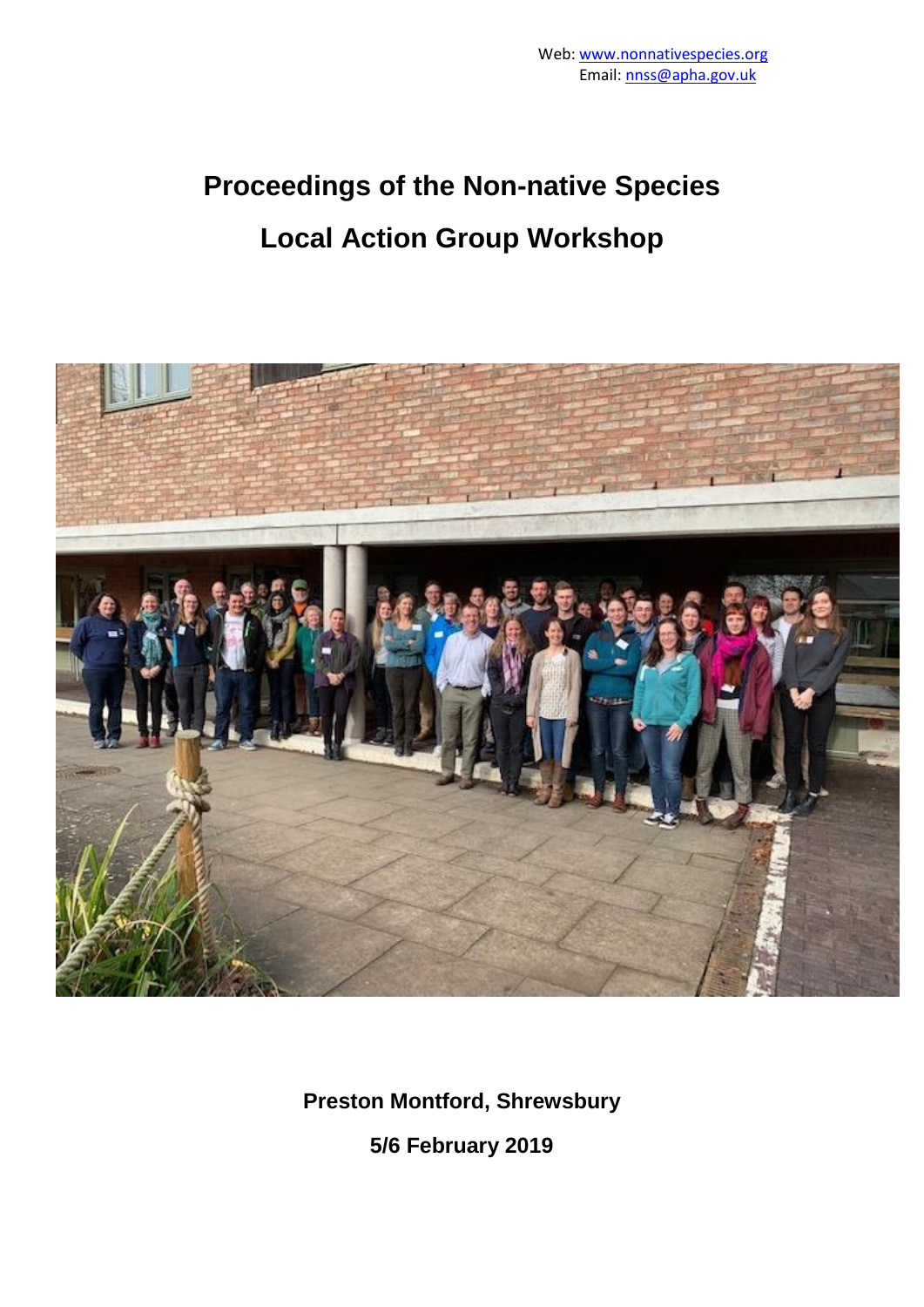Web: www.nonnativespecies.org
Email: nnss@apha.gov.uk

# Proceedings of the Non-native Species Local Action Group Workshop

**Preston Montford, Shrewsbury**

**5/6 February 2019**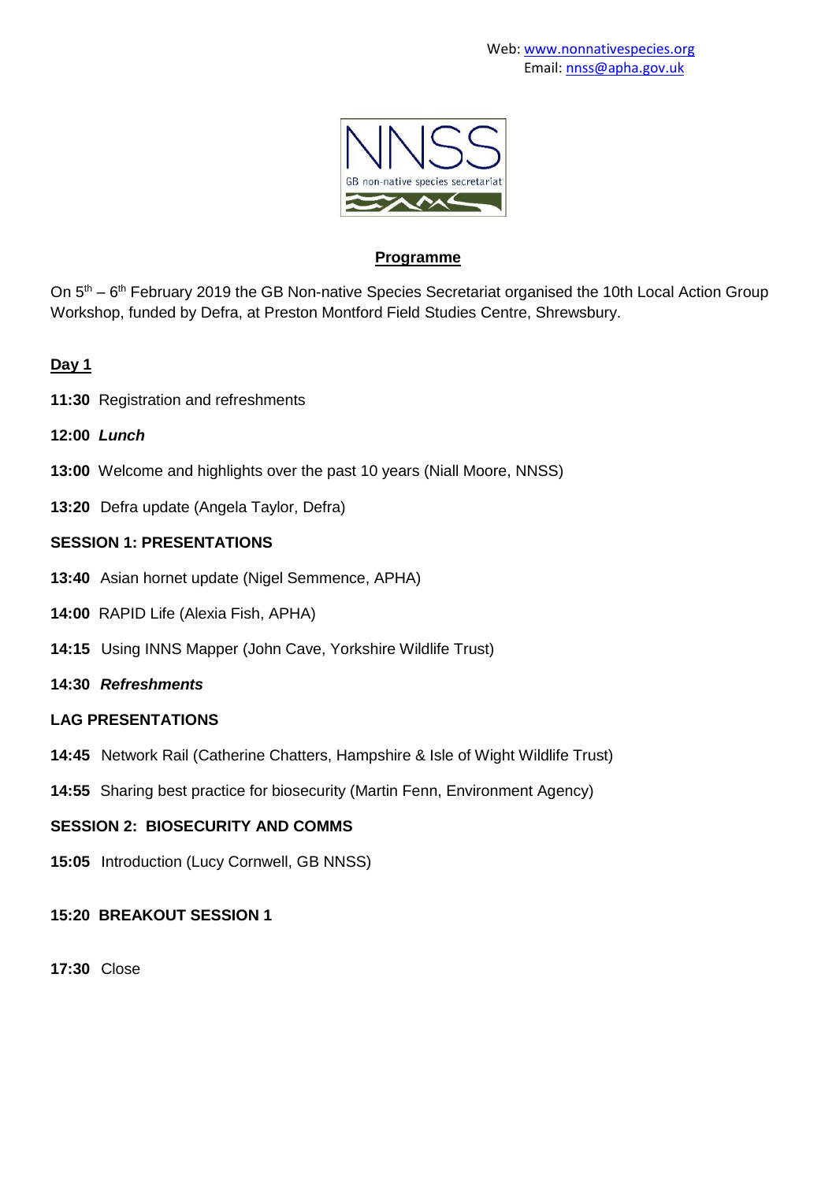Web: www.nonnativespecies.org
Email: nnss@apha.gov.uk

## Programme

On 5th – 6th February 2019 the GB Non-native Species Secretariat organised the 10th Local Action Group Workshop, funded by Defra, at Preston Montford Field Studies Centre, Shrewsbury.

### Day 1

**11:30** Registration and refreshments

**12:00** ***Lunch***

**13:00** Welcome and highlights over the past 10 years (Niall Moore, NNSS)

**13:20** Defra update (Angela Taylor, Defra)

**SESSION 1: PRESENTATIONS**

**13:40** Asian hornet update (Nigel Semmence, APHA)

**14:00** RAPID Life (Alexia Fish, APHA)

**14:15** Using INNS Mapper (John Cave, Yorkshire Wildlife Trust)

**14:30** ***Refreshments***

**LAG PRESENTATIONS**

**14:45** Network Rail (Catherine Chatters, Hampshire & Isle of Wight Wildlife Trust)

**14:55** Sharing best practice for biosecurity (Martin Fenn, Environment Agency)

**SESSION 2: BIOSECURITY AND COMMS**

**15:05** Introduction (Lucy Cornwell, GB NNSS)

**15:20 BREAKOUT SESSION 1**

**17:30** Close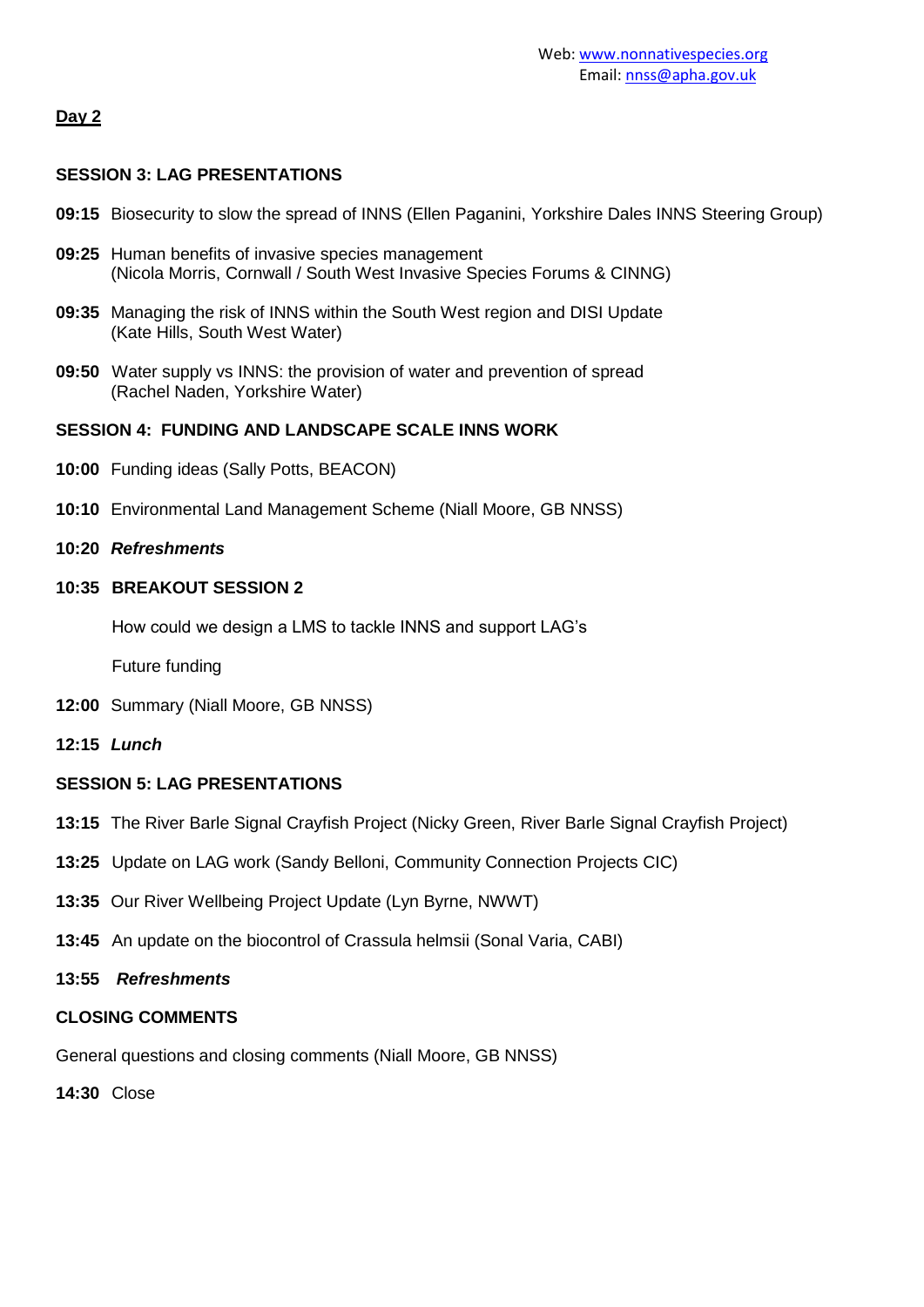Web: www.nonnativespecies.org
Email: nnss@apha.gov.uk

## Day 2

### SESSION 3: LAG PRESENTATIONS

**09:15** Biosecurity to slow the spread of INNS (Ellen Paganini, Yorkshire Dales INNS Steering Group)

**09:25** Human benefits of invasive species management
(Nicola Morris, Cornwall / South West Invasive Species Forums & CINNG)

**09:35** Managing the risk of INNS within the South West region and DISI Update
(Kate Hills, South West Water)

**09:50** Water supply vs INNS: the provision of water and prevention of spread
(Rachel Naden, Yorkshire Water)

### SESSION 4: FUNDING AND LANDSCAPE SCALE INNS WORK

**10:00** Funding ideas (Sally Potts, BEACON)

**10:10** Environmental Land Management Scheme (Niall Moore, GB NNSS)

**10:20** ***Refreshments***

**10:35 BREAKOUT SESSION 2**

How could we design a LMS to tackle INNS and support LAG's

Future funding

**12:00** Summary (Niall Moore, GB NNSS)

**12:15** ***Lunch***

### SESSION 5: LAG PRESENTATIONS

**13:15** The River Barle Signal Crayfish Project (Nicky Green, River Barle Signal Crayfish Project)

**13:25** Update on LAG work (Sandy Belloni, Community Connection Projects CIC)

**13:35** Our River Wellbeing Project Update (Lyn Byrne, NWWT)

**13:45** An update on the biocontrol of Crassula helmsii (Sonal Varia, CABI)

**13:55** ***Refreshments***

### CLOSING COMMENTS

General questions and closing comments (Niall Moore, GB NNSS)

**14:30** Close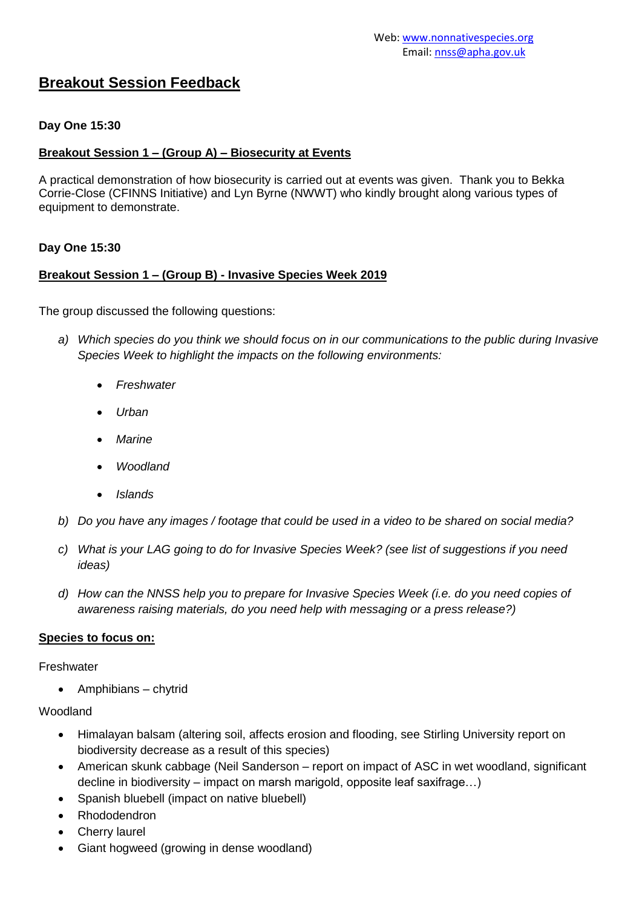Web: www.nonnativespecies.org
Email: nnss@apha.gov.uk

# Breakout Session Feedback

**Day One 15:30**

**Breakout Session 1 – (Group A) – Biosecurity at Events**

A practical demonstration of how biosecurity is carried out at events was given. Thank you to Bekka Corrie-Close (CFINNS Initiative) and Lyn Byrne (NWWT) who kindly brought along various types of equipment to demonstrate.

**Day One 15:30**

**Breakout Session 1 – (Group B) - Invasive Species Week 2019**

The group discussed the following questions:

a) *Which species do you think we should focus on in our communications to the public during Invasive Species Week to highlight the impacts on the following environments:*

- *Freshwater*
- *Urban*
- *Marine*
- *Woodland*
- *Islands*

b) *Do you have any images / footage that could be used in a video to be shared on social media?*

c) *What is your LAG going to do for Invasive Species Week? (see list of suggestions if you need ideas)*

d) *How can the NNSS help you to prepare for Invasive Species Week (i.e. do you need copies of awareness raising materials, do you need help with messaging or a press release?)*

**Species to focus on:**

Freshwater

- Amphibians – chytrid

Woodland

- Himalayan balsam (altering soil, affects erosion and flooding, see Stirling University report on biodiversity decrease as a result of this species)
- American skunk cabbage (Neil Sanderson – report on impact of ASC in wet woodland, significant decline in biodiversity – impact on marsh marigold, opposite leaf saxifrage…)
- Spanish bluebell (impact on native bluebell)
- Rhododendron
- Cherry laurel
- Giant hogweed (growing in dense woodland)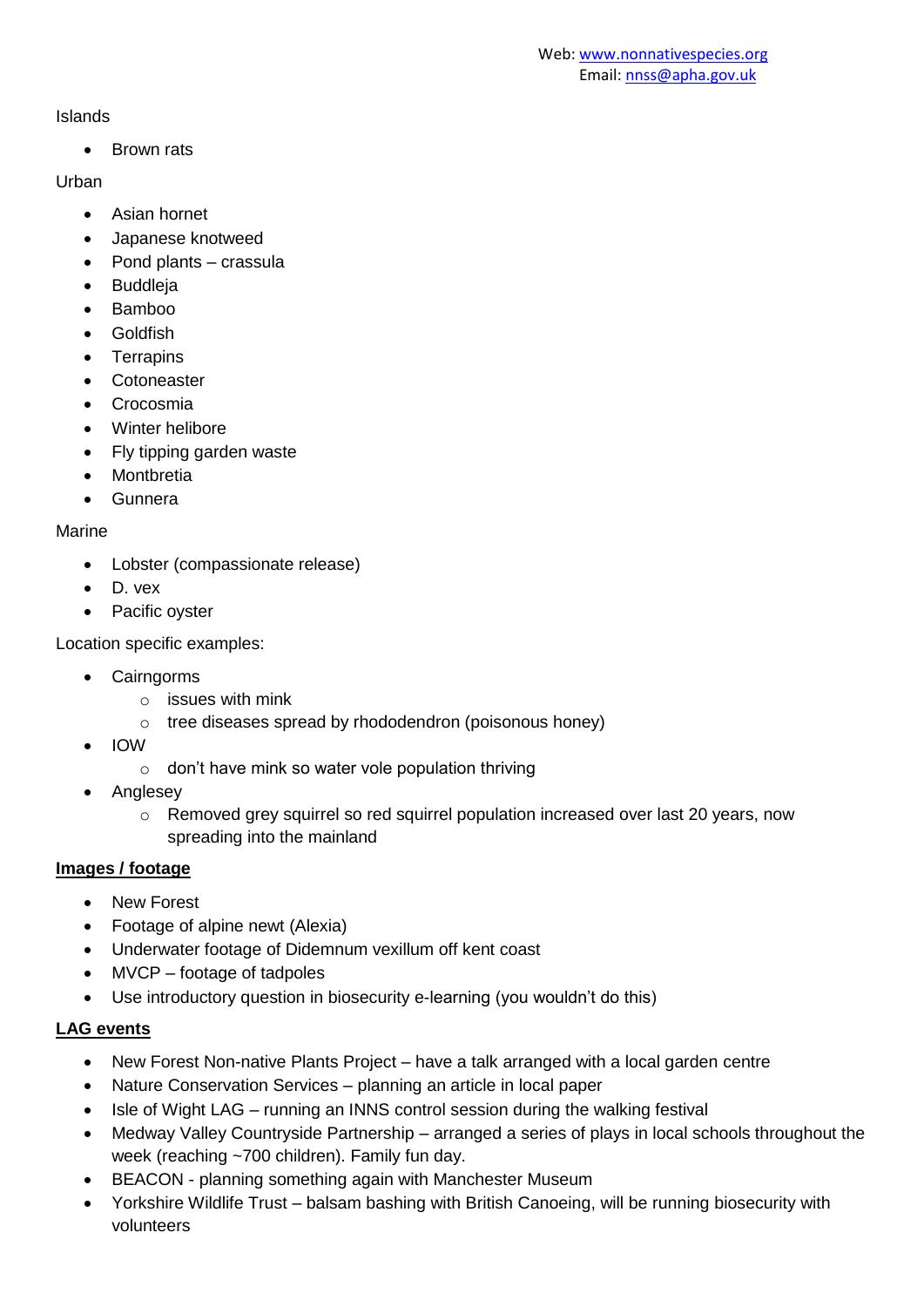Islands

- Brown rats

Urban

- Asian hornet
- Japanese knotweed
- Pond plants – crassula
- Buddleja
- Bamboo
- Goldfish
- Terrapins
- Cotoneaster
- Crocosmia
- Winter helibore
- Fly tipping garden waste
- Montbretia
- Gunnera

Marine

- Lobster (compassionate release)
- D. vex
- Pacific oyster

Location specific examples:

- Cairngorms
  - issues with mink
  - tree diseases spread by rhododendron (poisonous honey)
- IOW
  - don't have mink so water vole population thriving
- Anglesey
  - Removed grey squirrel so red squirrel population increased over last 20 years, now spreading into the mainland

**Images / footage**

- New Forest
- Footage of alpine newt (Alexia)
- Underwater footage of Didemnum vexillum off kent coast
- MVCP – footage of tadpoles
- Use introductory question in biosecurity e-learning (you wouldn't do this)

**LAG events**

- New Forest Non-native Plants Project – have a talk arranged with a local garden centre
- Nature Conservation Services – planning an article in local paper
- Isle of Wight LAG – running an INNS control session during the walking festival
- Medway Valley Countryside Partnership – arranged a series of plays in local schools throughout the week (reaching ~700 children). Family fun day.
- BEACON - planning something again with Manchester Museum
- Yorkshire Wildlife Trust – balsam bashing with British Canoeing, will be running biosecurity with volunteers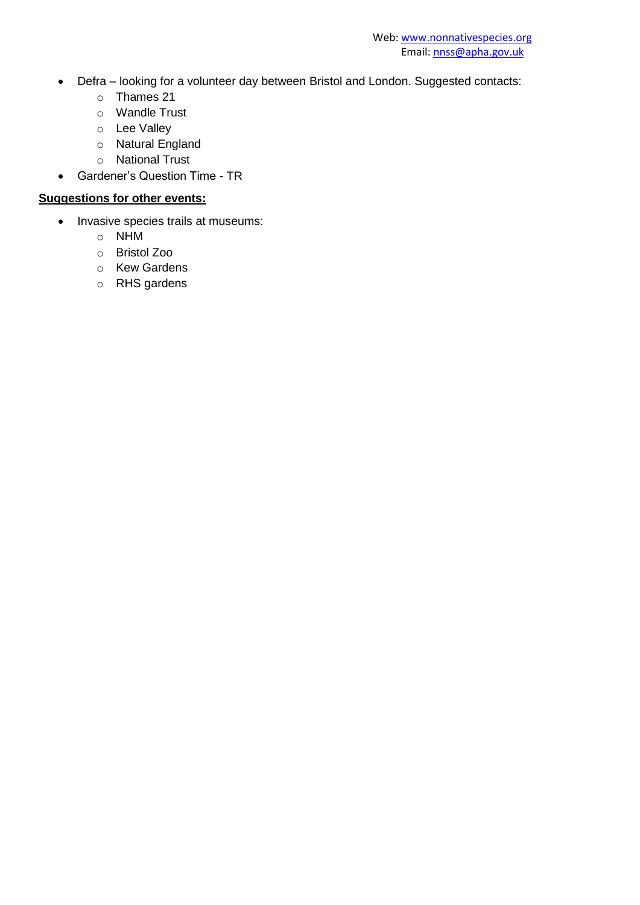- Defra – looking for a volunteer day between Bristol and London. Suggested contacts:
    - Thames 21
    - Wandle Trust
    - Lee Valley
    - Natural England
    - National Trust
- Gardener's Question Time - TR

**Suggestions for other events:**

- Invasive species trails at museums:
    - NHM
    - Bristol Zoo
    - Kew Gardens
    - RHS gardens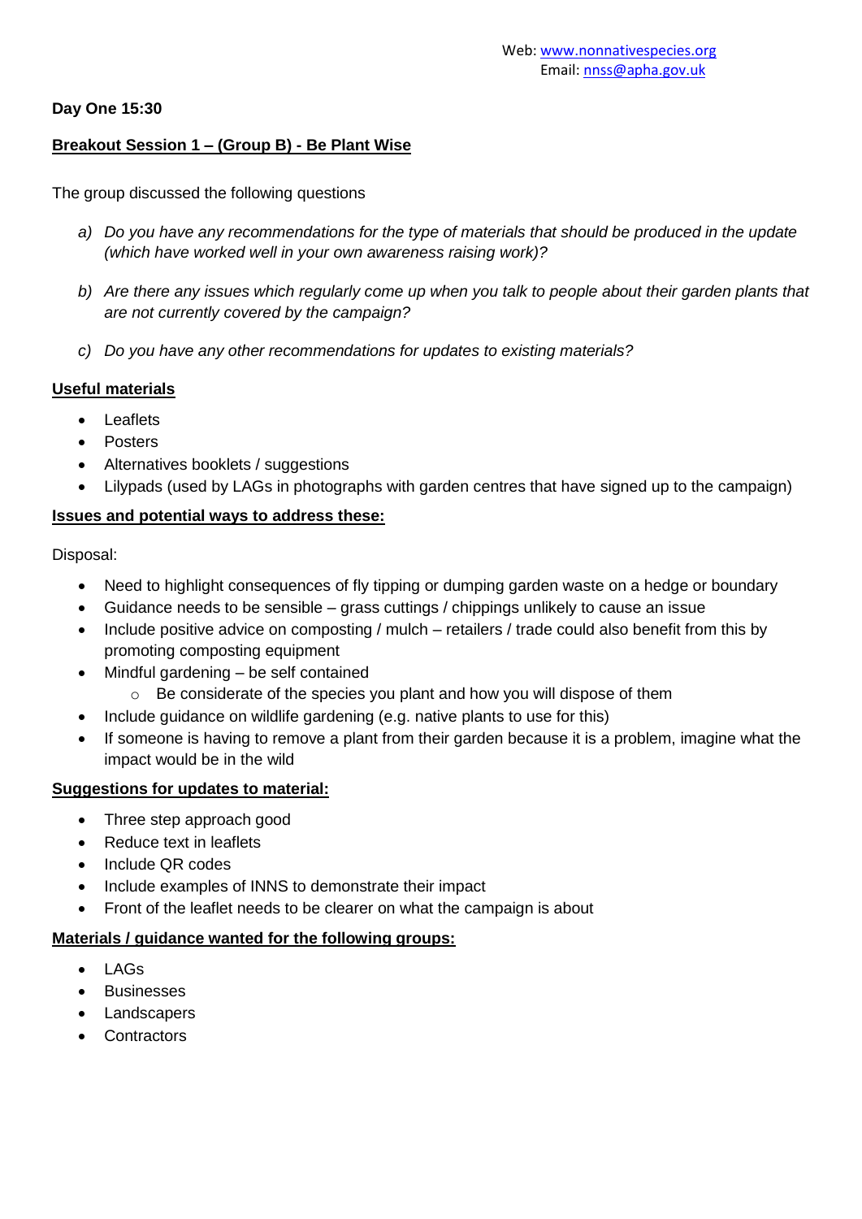**Day One 15:30**

## Breakout Session 1 – (Group B) - Be Plant Wise

The group discussed the following questions

a) *Do you have any recommendations for the type of materials that should be produced in the update (which have worked well in your own awareness raising work)?*

b) *Are there any issues which regularly come up when you talk to people about their garden plants that are not currently covered by the campaign?*

c) *Do you have any other recommendations for updates to existing materials?*

### Useful materials

- Leaflets
- Posters
- Alternatives booklets / suggestions
- Lilypads (used by LAGs in photographs with garden centres that have signed up to the campaign)

### Issues and potential ways to address these:

Disposal:

- Need to highlight consequences of fly tipping or dumping garden waste on a hedge or boundary
- Guidance needs to be sensible – grass cuttings / chippings unlikely to cause an issue
- Include positive advice on composting / mulch – retailers / trade could also benefit from this by promoting composting equipment
- Mindful gardening – be self contained
    - Be considerate of the species you plant and how you will dispose of them
- Include guidance on wildlife gardening (e.g. native plants to use for this)
- If someone is having to remove a plant from their garden because it is a problem, imagine what the impact would be in the wild

### Suggestions for updates to material:

- Three step approach good
- Reduce text in leaflets
- Include QR codes
- Include examples of INNS to demonstrate their impact
- Front of the leaflet needs to be clearer on what the campaign is about

### Materials / guidance wanted for the following groups:

- LAGs
- Businesses
- Landscapers
- Contractors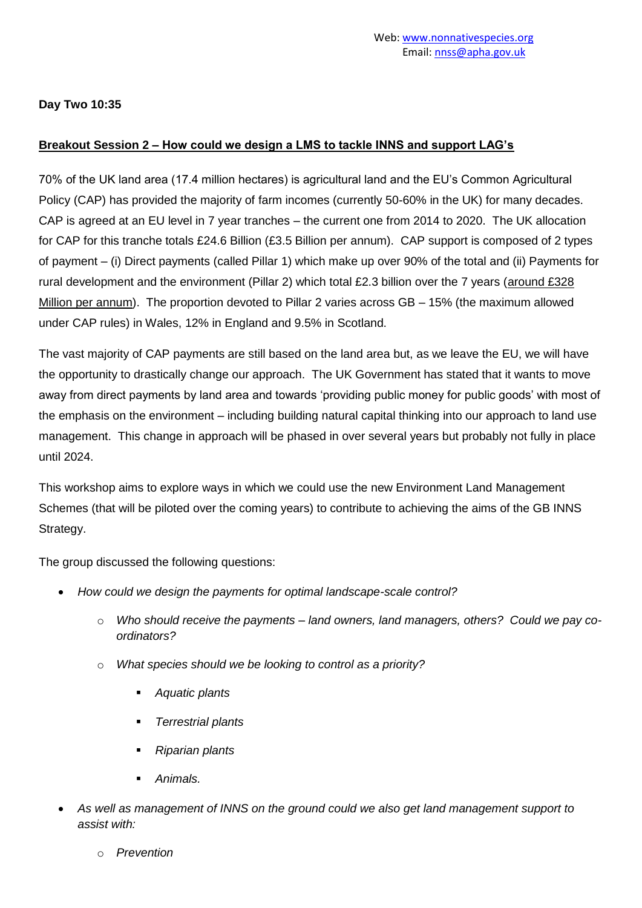**Day Two 10:35**

**Breakout Session 2 – How could we design a LMS to tackle INNS and support LAG's**

70% of the UK land area (17.4 million hectares) is agricultural land and the EU's Common Agricultural Policy (CAP) has provided the majority of farm incomes (currently 50-60% in the UK) for many decades. CAP is agreed at an EU level in 7 year tranches – the current one from 2014 to 2020. The UK allocation for CAP for this tranche totals £24.6 Billion (£3.5 Billion per annum). CAP support is composed of 2 types of payment – (i) Direct payments (called Pillar 1) which make up over 90% of the total and (ii) Payments for rural development and the environment (Pillar 2) which total £2.3 billion over the 7 years (around £328 Million per annum). The proportion devoted to Pillar 2 varies across GB – 15% (the maximum allowed under CAP rules) in Wales, 12% in England and 9.5% in Scotland.

The vast majority of CAP payments are still based on the land area but, as we leave the EU, we will have the opportunity to drastically change our approach. The UK Government has stated that it wants to move away from direct payments by land area and towards 'providing public money for public goods' with most of the emphasis on the environment – including building natural capital thinking into our approach to land use management. This change in approach will be phased in over several years but probably not fully in place until 2024.

This workshop aims to explore ways in which we could use the new Environment Land Management Schemes (that will be piloted over the coming years) to contribute to achieving the aims of the GB INNS Strategy.

The group discussed the following questions:

- *How could we design the payments for optimal landscape-scale control?*
    - *Who should receive the payments – land owners, land managers, others? Could we pay co-ordinators?*
    - *What species should we be looking to control as a priority?*
        - *Aquatic plants*
        - *Terrestrial plants*
        - *Riparian plants*
        - *Animals.*
- *As well as management of INNS on the ground could we also get land management support to assist with:*
    - *Prevention*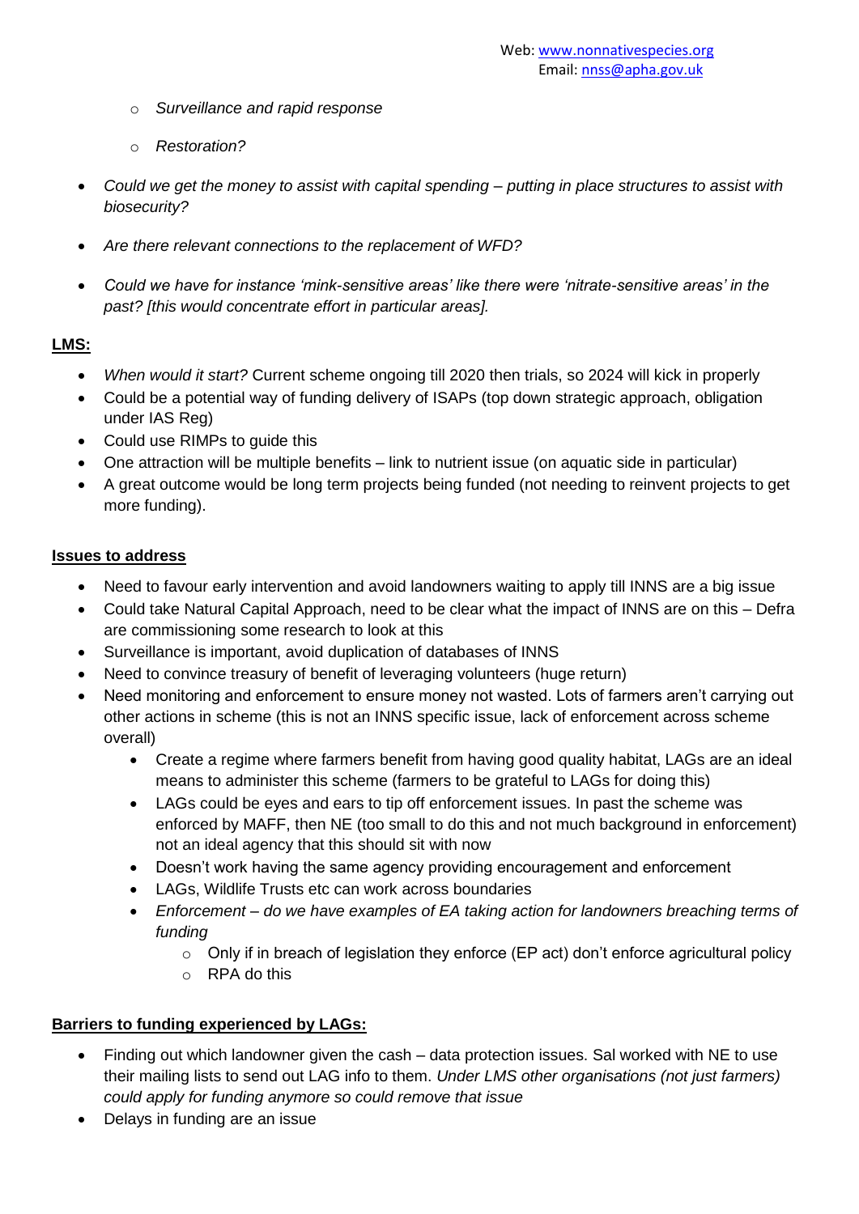- *Surveillance and rapid response*
- *Restoration?*

- *Could we get the money to assist with capital spending – putting in place structures to assist with biosecurity?*
- *Are there relevant connections to the replacement of WFD?*
- *Could we have for instance 'mink-sensitive areas' like there were 'nitrate-sensitive areas' in the past? [this would concentrate effort in particular areas].*

**LMS:**

- *When would it start?* Current scheme ongoing till 2020 then trials, so 2024 will kick in properly
- Could be a potential way of funding delivery of ISAPs (top down strategic approach, obligation under IAS Reg)
- Could use RIMPs to guide this
- One attraction will be multiple benefits – link to nutrient issue (on aquatic side in particular)
- A great outcome would be long term projects being funded (not needing to reinvent projects to get more funding).

**Issues to address**

- Need to favour early intervention and avoid landowners waiting to apply till INNS are a big issue
- Could take Natural Capital Approach, need to be clear what the impact of INNS are on this – Defra are commissioning some research to look at this
- Surveillance is important, avoid duplication of databases of INNS
- Need to convince treasury of benefit of leveraging volunteers (huge return)
- Need monitoring and enforcement to ensure money not wasted. Lots of farmers aren't carrying out other actions in scheme (this is not an INNS specific issue, lack of enforcement across scheme overall)
    - Create a regime where farmers benefit from having good quality habitat, LAGs are an ideal means to administer this scheme (farmers to be grateful to LAGs for doing this)
    - LAGs could be eyes and ears to tip off enforcement issues. In past the scheme was enforced by MAFF, then NE (too small to do this and not much background in enforcement) not an ideal agency that this should sit with now
    - Doesn't work having the same agency providing encouragement and enforcement
    - LAGs, Wildlife Trusts etc can work across boundaries
    - *Enforcement – do we have examples of EA taking action for landowners breaching terms of funding*
        - Only if in breach of legislation they enforce (EP act) don't enforce agricultural policy
        - RPA do this

**Barriers to funding experienced by LAGs:**

- Finding out which landowner given the cash – data protection issues. Sal worked with NE to use their mailing lists to send out LAG info to them. *Under LMS other organisations (not just farmers) could apply for funding anymore so could remove that issue*
- Delays in funding are an issue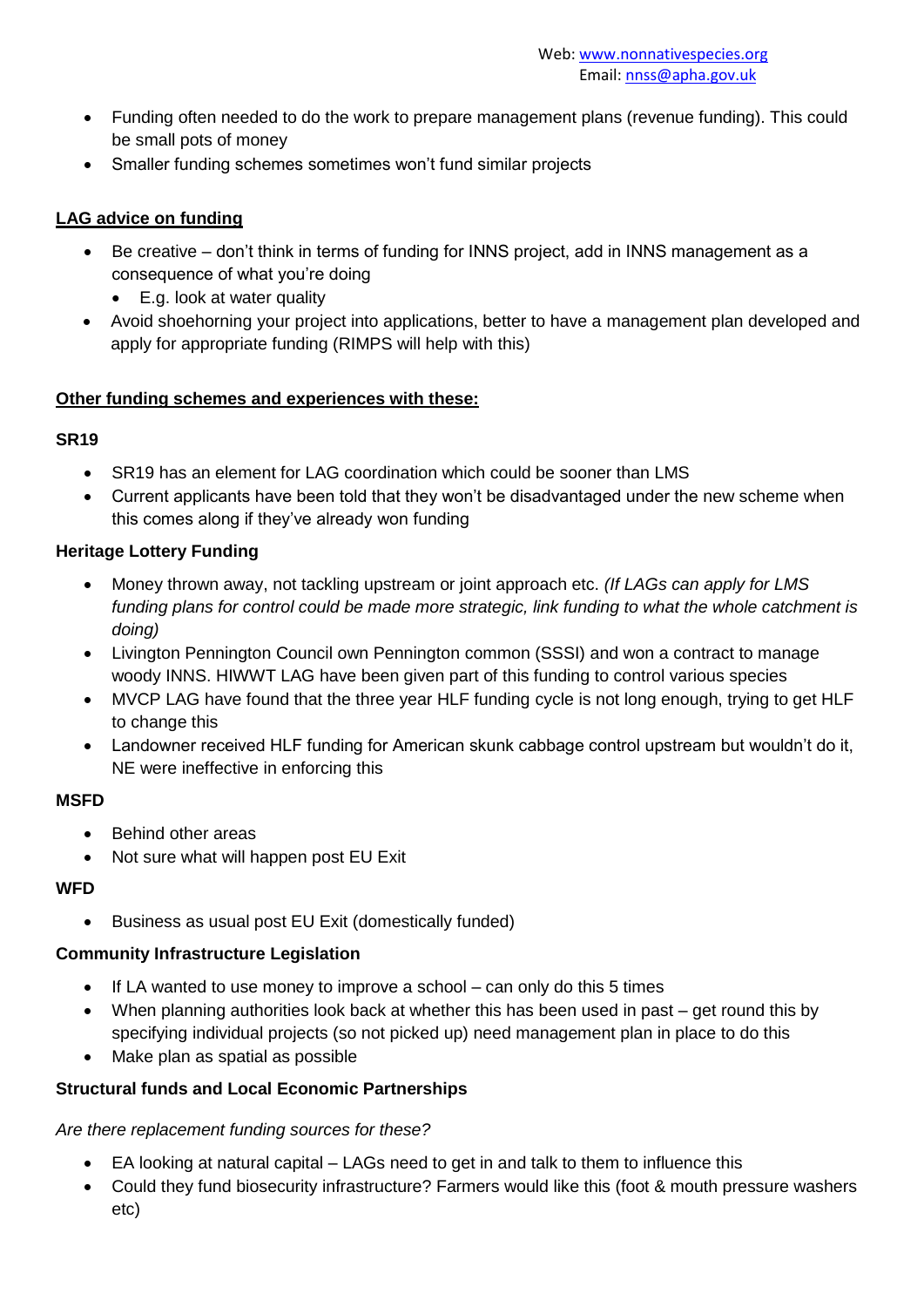- Funding often needed to do the work to prepare management plans (revenue funding). This could be small pots of money
- Smaller funding schemes sometimes won't fund similar projects

**LAG advice on funding**

- Be creative – don't think in terms of funding for INNS project, add in INNS management as a consequence of what you're doing
  - E.g. look at water quality
- Avoid shoehorning your project into applications, better to have a management plan developed and apply for appropriate funding (RIMPS will help with this)

**Other funding schemes and experiences with these:**

**SR19**

- SR19 has an element for LAG coordination which could be sooner than LMS
- Current applicants have been told that they won't be disadvantaged under the new scheme when this comes along if they've already won funding

**Heritage Lottery Funding**

- Money thrown away, not tackling upstream or joint approach etc. *(If LAGs can apply for LMS funding plans for control could be made more strategic, link funding to what the whole catchment is doing)*
- Livington Pennington Council own Pennington common (SSSI) and won a contract to manage woody INNS. HIWWT LAG have been given part of this funding to control various species
- MVCP LAG have found that the three year HLF funding cycle is not long enough, trying to get HLF to change this
- Landowner received HLF funding for American skunk cabbage control upstream but wouldn't do it, NE were ineffective in enforcing this

**MSFD**

- Behind other areas
- Not sure what will happen post EU Exit

**WFD**

- Business as usual post EU Exit (domestically funded)

**Community Infrastructure Legislation**

- If LA wanted to use money to improve a school – can only do this 5 times
- When planning authorities look back at whether this has been used in past – get round this by specifying individual projects (so not picked up) need management plan in place to do this
- Make plan as spatial as possible

**Structural funds and Local Economic Partnerships**

*Are there replacement funding sources for these?*

- EA looking at natural capital – LAGs need to get in and talk to them to influence this
- Could they fund biosecurity infrastructure? Farmers would like this (foot & mouth pressure washers etc)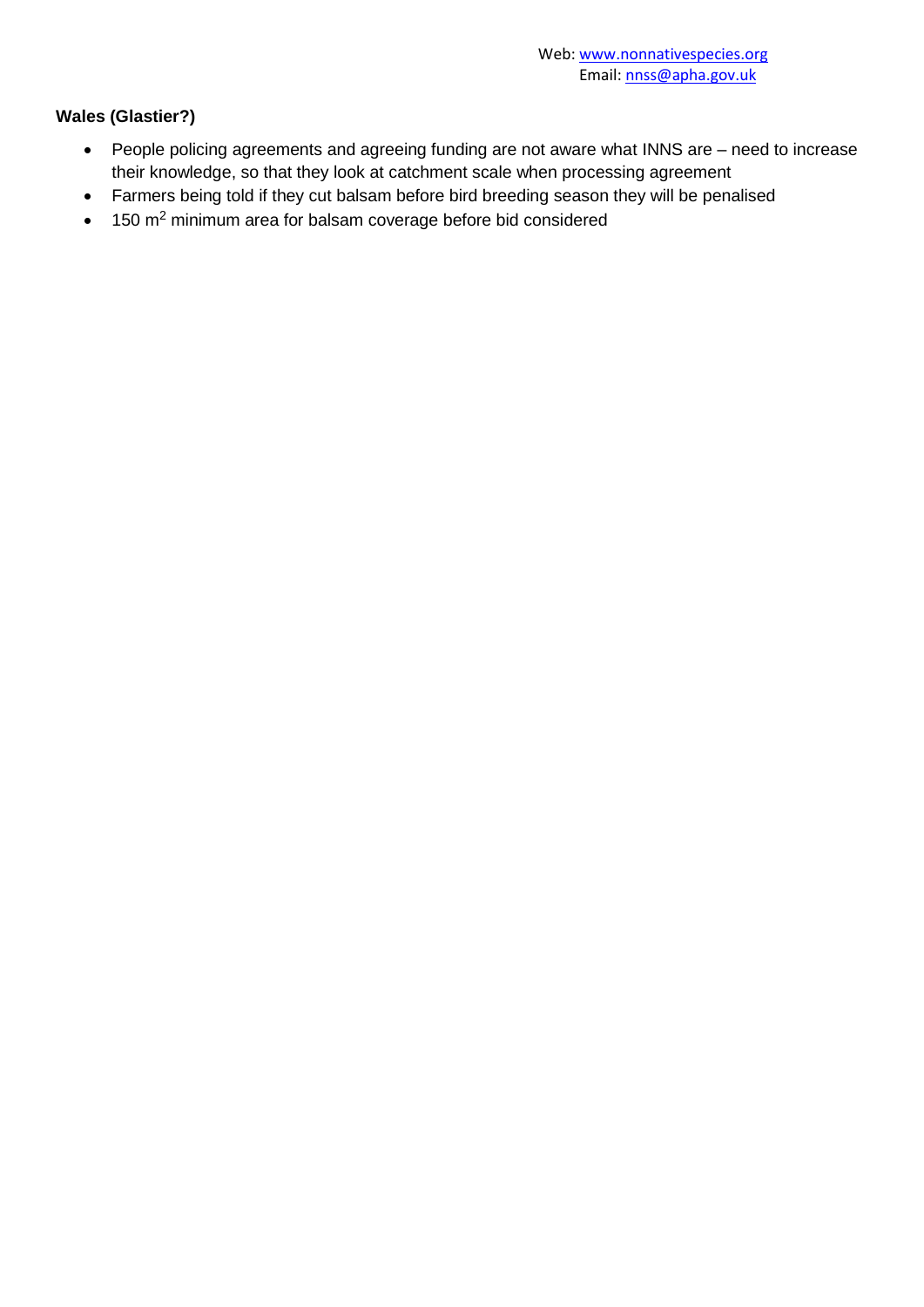**Wales (Glastier?)**

- People policing agreements and agreeing funding are not aware what INNS are – need to increase their knowledge, so that they look at catchment scale when processing agreement
- Farmers being told if they cut balsam before bird breeding season they will be penalised
- 150 $m^2$ minimum area for balsam coverage before bid considered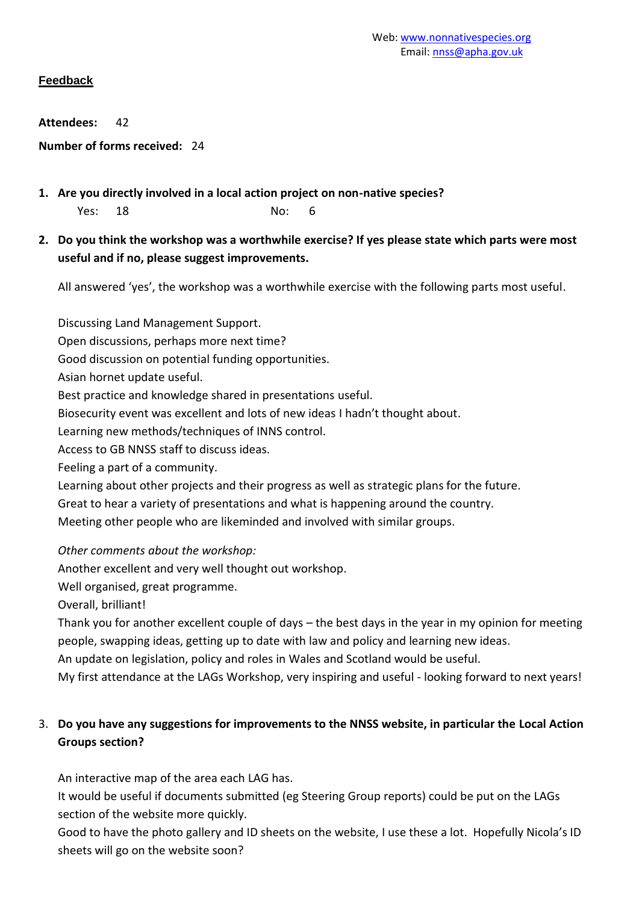Web: www.nonnativespecies.org
Email: nnss@apha.gov.uk

## Feedback

**Attendees:** 42

**Number of forms received:** 24

1. **Are you directly involved in a local action project on non-native species?**

   Yes: 18 No: 6

2. **Do you think the workshop was a worthwhile exercise? If yes please state which parts were most useful and if no, please suggest improvements.**

   All answered 'yes', the workshop was a worthwhile exercise with the following parts most useful.

   Discussing Land Management Support.
   Open discussions, perhaps more next time?
   Good discussion on potential funding opportunities.
   Asian hornet update useful.
   Best practice and knowledge shared in presentations useful.
   Biosecurity event was excellent and lots of new ideas I hadn't thought about.
   Learning new methods/techniques of INNS control.
   Access to GB NNSS staff to discuss ideas.
   Feeling a part of a community.
   Learning about other projects and their progress as well as strategic plans for the future.
   Great to hear a variety of presentations and what is happening around the country.
   Meeting other people who are likeminded and involved with similar groups.

   *Other comments about the workshop:*
   Another excellent and very well thought out workshop.
   Well organised, great programme.
   Overall, brilliant!
   Thank you for another excellent couple of days – the best days in the year in my opinion for meeting people, swapping ideas, getting up to date with law and policy and learning new ideas.
   An update on legislation, policy and roles in Wales and Scotland would be useful.
   My first attendance at the LAGs Workshop, very inspiring and useful - looking forward to next years!

3. **Do you have any suggestions for improvements to the NNSS website, in particular the Local Action Groups section?**

   An interactive map of the area each LAG has.
   It would be useful if documents submitted (eg Steering Group reports) could be put on the LAGs section of the website more quickly.
   Good to have the photo gallery and ID sheets on the website, I use these a lot. Hopefully Nicola's ID sheets will go on the website soon?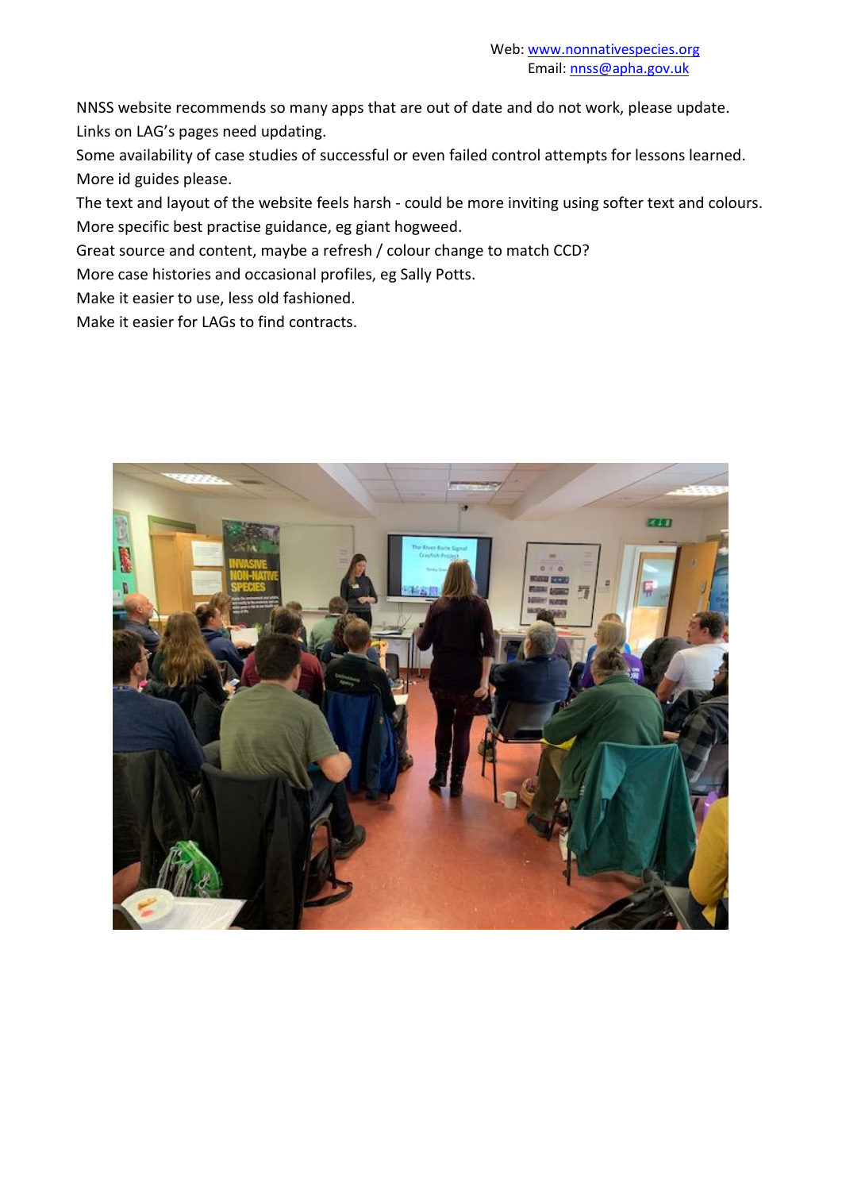NNSS website recommends so many apps that are out of date and do not work, please update.
Links on LAG's pages need updating.
Some availability of case studies of successful or even failed control attempts for lessons learned.
More id guides please.
The text and layout of the website feels harsh - could be more inviting using softer text and colours.
More specific best practise guidance, eg giant hogweed.
Great source and content, maybe a refresh / colour change to match CCD?
More case histories and occasional profiles, eg Sally Potts.
Make it easier to use, less old fashioned.
Make it easier for LAGs to find contracts.